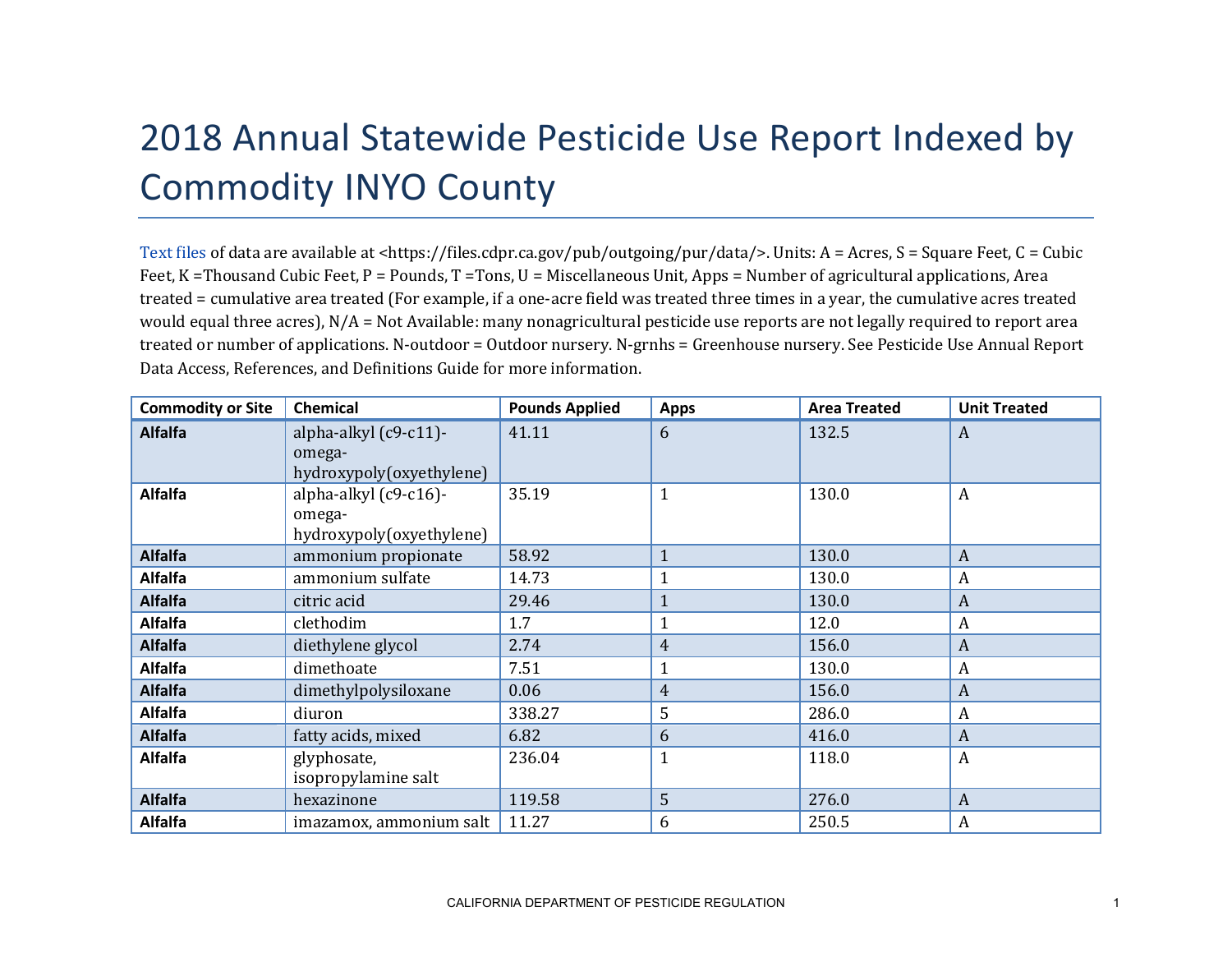# 2018 Annual Statewide Pesticide Use Report Indexed by Commodity INYO County

Text files of data are available at <https://files.cdpr.ca.gov/pub/outgoing/pur/data/>. Units: A = Acres, S = Square Feet, C = Cubic Feet, K =Thousand Cubic Feet, P = Pounds, T =Tons, U = Miscellaneous Unit, Apps = Number of agricultural applications, Area treated = cumulative area treated (For example, if a one-acre field was treated three times in a year, the cumulative acres treated would equal three acres), N/A = Not Available: many nonagricultural pesticide use reports are not legally required to report area treated or number of applications. N-outdoor = Outdoor nursery. N-grnhs = Greenhouse nursery. See Pesticide Use Annual Report Data Access, References, and Definitions Guide for more information.

| Commodity or Site | Chemical | Pounds Applied | Apps | Area Treated | Unit Treated |
|---|---|---|---|---|---|
| **Alfalfa** | alpha-alkyl (c9-c11)-omega-hydroxypoly(oxyethylene) | 41.11 | 6 | 132.5 | A |
| **Alfalfa** | alpha-alkyl (c9-c16)-omega-hydroxypoly(oxyethylene) | 35.19 | 1 | 130.0 | A |
| **Alfalfa** | ammonium propionate | 58.92 | 1 | 130.0 | A |
| **Alfalfa** | ammonium sulfate | 14.73 | 1 | 130.0 | A |
| **Alfalfa** | citric acid | 29.46 | 1 | 130.0 | A |
| **Alfalfa** | clethodim | 1.7 | 1 | 12.0 | A |
| **Alfalfa** | diethylene glycol | 2.74 | 4 | 156.0 | A |
| **Alfalfa** | dimethoate | 7.51 | 1 | 130.0 | A |
| **Alfalfa** | dimethylpolysiloxane | 0.06 | 4 | 156.0 | A |
| **Alfalfa** | diuron | 338.27 | 5 | 286.0 | A |
| **Alfalfa** | fatty acids, mixed | 6.82 | 6 | 416.0 | A |
| **Alfalfa** | glyphosate, isopropylamine salt | 236.04 | 1 | 118.0 | A |
| **Alfalfa** | hexazinone | 119.58 | 5 | 276.0 | A |
| **Alfalfa** | imazamox, ammonium salt | 11.27 | 6 | 250.5 | A |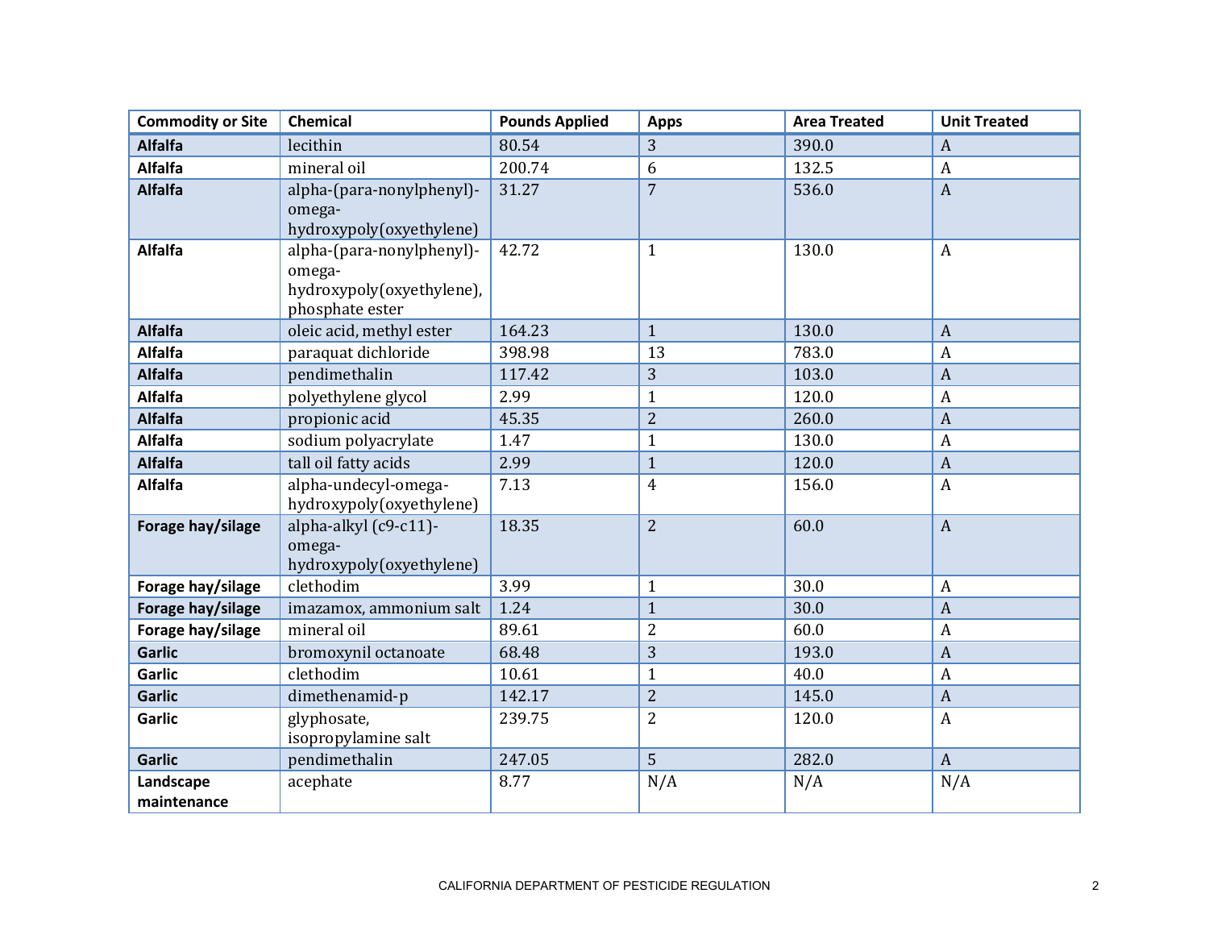| Commodity or Site | Chemical | Pounds Applied | Apps | Area Treated | Unit Treated |
|---|---|---|---|---|---|
| **Alfalfa** | lecithin | 80.54 | 3 | 390.0 | A |
| **Alfalfa** | mineral oil | 200.74 | 6 | 132.5 | A |
| **Alfalfa** | alpha-(para-nonylphenyl)-omega-hydroxypoly(oxyethylene) | 31.27 | 7 | 536.0 | A |
| **Alfalfa** | alpha-(para-nonylphenyl)-omega-hydroxypoly(oxyethylene), phosphate ester | 42.72 | 1 | 130.0 | A |
| **Alfalfa** | oleic acid, methyl ester | 164.23 | 1 | 130.0 | A |
| **Alfalfa** | paraquat dichloride | 398.98 | 13 | 783.0 | A |
| **Alfalfa** | pendimethalin | 117.42 | 3 | 103.0 | A |
| **Alfalfa** | polyethylene glycol | 2.99 | 1 | 120.0 | A |
| **Alfalfa** | propionic acid | 45.35 | 2 | 260.0 | A |
| **Alfalfa** | sodium polyacrylate | 1.47 | 1 | 130.0 | A |
| **Alfalfa** | tall oil fatty acids | 2.99 | 1 | 120.0 | A |
| **Alfalfa** | alpha-undecyl-omega-hydroxypoly(oxyethylene) | 7.13 | 4 | 156.0 | A |
| **Forage hay/silage** | alpha-alkyl (c9-c11)-omega-hydroxypoly(oxyethylene) | 18.35 | 2 | 60.0 | A |
| **Forage hay/silage** | clethodim | 3.99 | 1 | 30.0 | A |
| **Forage hay/silage** | imazamox, ammonium salt | 1.24 | 1 | 30.0 | A |
| **Forage hay/silage** | mineral oil | 89.61 | 2 | 60.0 | A |
| **Garlic** | bromoxynil octanoate | 68.48 | 3 | 193.0 | A |
| **Garlic** | clethodim | 10.61 | 1 | 40.0 | A |
| **Garlic** | dimethenamid-p | 142.17 | 2 | 145.0 | A |
| **Garlic** | glyphosate, isopropylamine salt | 239.75 | 2 | 120.0 | A |
| **Garlic** | pendimethalin | 247.05 | 5 | 282.0 | A |
| **Landscape maintenance** | acephate | 8.77 | N/A | N/A | N/A |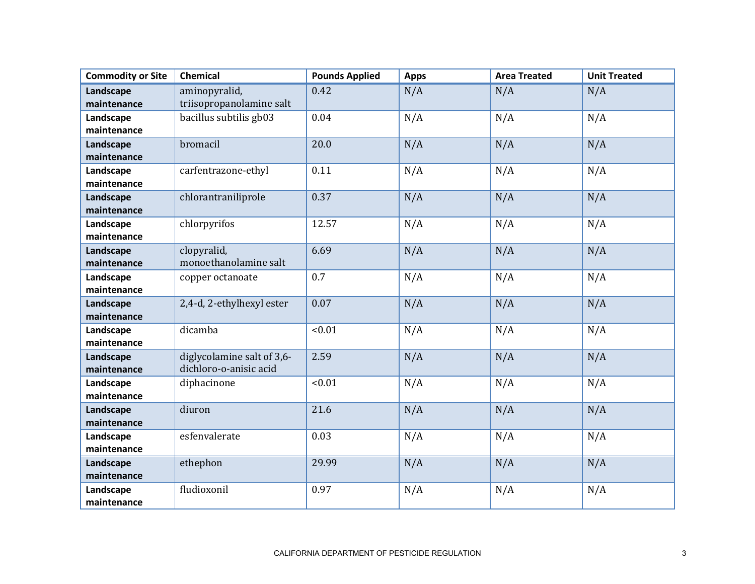| Commodity or Site | Chemical | Pounds Applied | Apps | Area Treated | Unit Treated |
|---|---|---|---|---|---|
| **Landscape maintenance** | aminopyralid, triisopropanolamine salt | 0.42 | N/A | N/A | N/A |
| **Landscape maintenance** | bacillus subtilis gb03 | 0.04 | N/A | N/A | N/A |
| **Landscape maintenance** | bromacil | 20.0 | N/A | N/A | N/A |
| **Landscape maintenance** | carfentrazone-ethyl | 0.11 | N/A | N/A | N/A |
| **Landscape maintenance** | chlorantraniliprole | 0.37 | N/A | N/A | N/A |
| **Landscape maintenance** | chlorpyrifos | 12.57 | N/A | N/A | N/A |
| **Landscape maintenance** | clopyralid, monoethanolamine salt | 6.69 | N/A | N/A | N/A |
| **Landscape maintenance** | copper octanoate | 0.7 | N/A | N/A | N/A |
| **Landscape maintenance** | 2,4-d, 2-ethylhexyl ester | 0.07 | N/A | N/A | N/A |
| **Landscape maintenance** | dicamba | <0.01 | N/A | N/A | N/A |
| **Landscape maintenance** | diglycolamine salt of 3,6-dichloro-o-anisic acid | 2.59 | N/A | N/A | N/A |
| **Landscape maintenance** | diphacinone | <0.01 | N/A | N/A | N/A |
| **Landscape maintenance** | diuron | 21.6 | N/A | N/A | N/A |
| **Landscape maintenance** | esfenvalerate | 0.03 | N/A | N/A | N/A |
| **Landscape maintenance** | ethephon | 29.99 | N/A | N/A | N/A |
| **Landscape maintenance** | fludioxonil | 0.97 | N/A | N/A | N/A |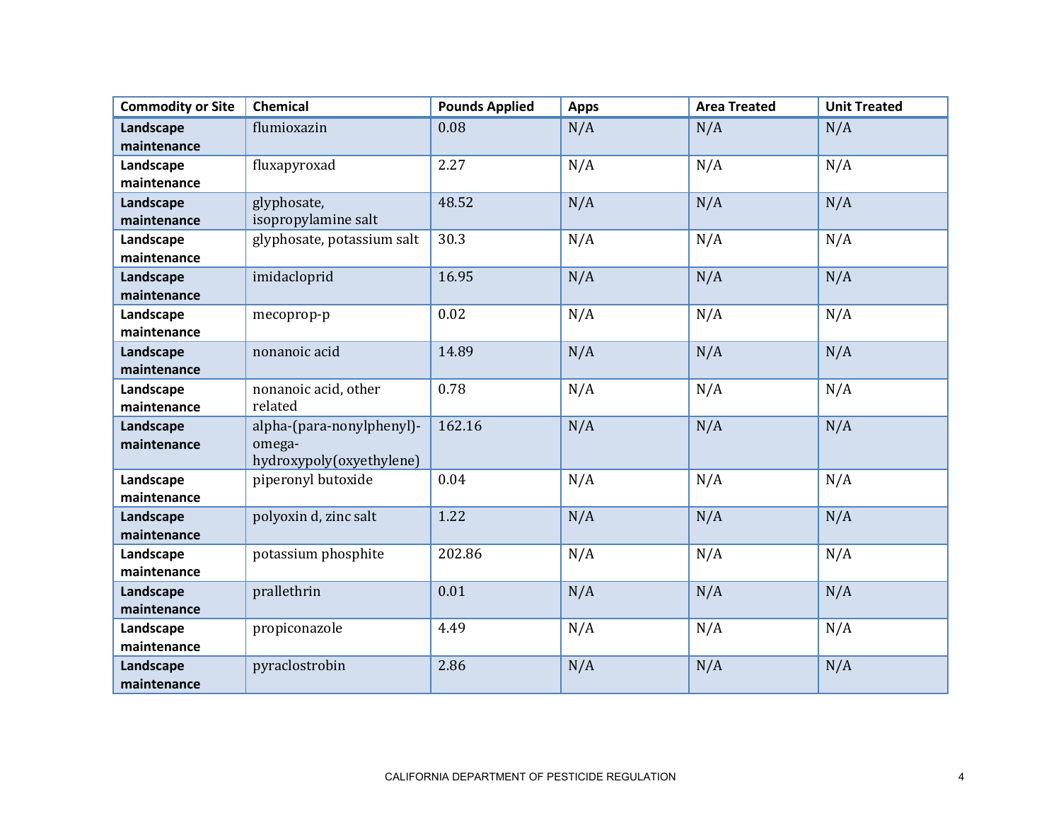| Commodity or Site | Chemical | Pounds Applied | Apps | Area Treated | Unit Treated |
|---|---|---|---|---|---|
| **Landscape maintenance** | flumioxazin | 0.08 | N/A | N/A | N/A |
| **Landscape maintenance** | fluxapyroxad | 2.27 | N/A | N/A | N/A |
| **Landscape maintenance** | glyphosate, isopropylamine salt | 48.52 | N/A | N/A | N/A |
| **Landscape maintenance** | glyphosate, potassium salt | 30.3 | N/A | N/A | N/A |
| **Landscape maintenance** | imidacloprid | 16.95 | N/A | N/A | N/A |
| **Landscape maintenance** | mecoprop-p | 0.02 | N/A | N/A | N/A |
| **Landscape maintenance** | nonanoic acid | 14.89 | N/A | N/A | N/A |
| **Landscape maintenance** | nonanoic acid, other related | 0.78 | N/A | N/A | N/A |
| **Landscape maintenance** | alpha-(para-nonylphenyl)-omega-hydroxypoly(oxyethylene) | 162.16 | N/A | N/A | N/A |
| **Landscape maintenance** | piperonyl butoxide | 0.04 | N/A | N/A | N/A |
| **Landscape maintenance** | polyoxin d, zinc salt | 1.22 | N/A | N/A | N/A |
| **Landscape maintenance** | potassium phosphite | 202.86 | N/A | N/A | N/A |
| **Landscape maintenance** | prallethrin | 0.01 | N/A | N/A | N/A |
| **Landscape maintenance** | propiconazole | 4.49 | N/A | N/A | N/A |
| **Landscape maintenance** | pyraclostrobin | 2.86 | N/A | N/A | N/A |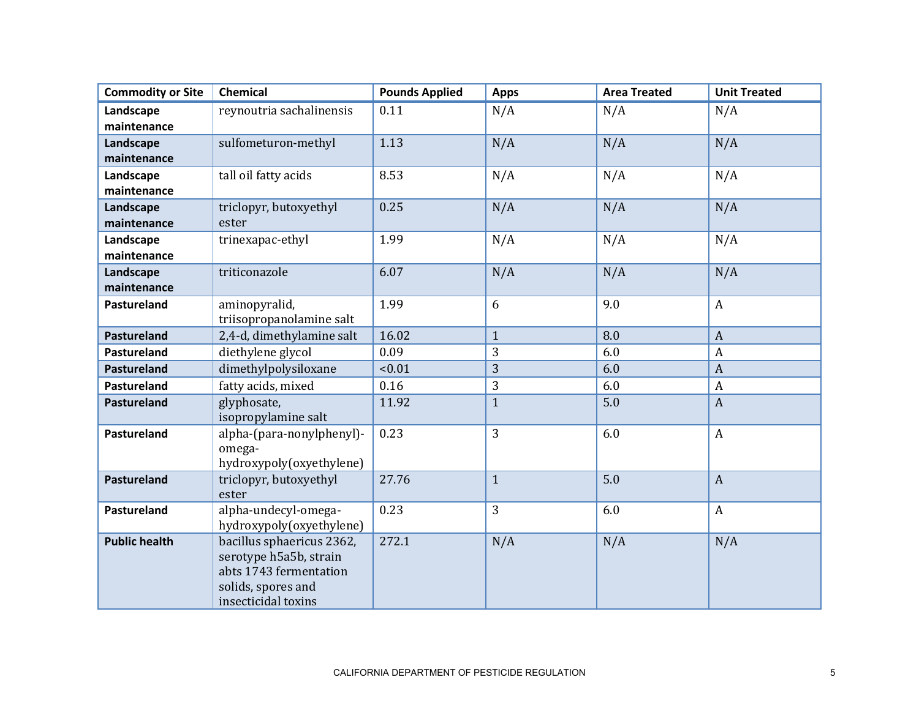| Commodity or Site | Chemical | Pounds Applied | Apps | Area Treated | Unit Treated |
|---|---|---|---|---|---|
| **Landscape maintenance** | reynoutria sachalinensis | 0.11 | N/A | N/A | N/A |
| **Landscape maintenance** | sulfometuron-methyl | 1.13 | N/A | N/A | N/A |
| **Landscape maintenance** | tall oil fatty acids | 8.53 | N/A | N/A | N/A |
| **Landscape maintenance** | triclopyr, butoxyethyl ester | 0.25 | N/A | N/A | N/A |
| **Landscape maintenance** | trinexapac-ethyl | 1.99 | N/A | N/A | N/A |
| **Landscape maintenance** | triticonazole | 6.07 | N/A | N/A | N/A |
| **Pastureland** | aminopyralid, triisopropanolamine salt | 1.99 | 6 | 9.0 | A |
| **Pastureland** | 2,4-d, dimethylamine salt | 16.02 | 1 | 8.0 | A |
| **Pastureland** | diethylene glycol | 0.09 | 3 | 6.0 | A |
| **Pastureland** | dimethylpolysiloxane | <0.01 | 3 | 6.0 | A |
| **Pastureland** | fatty acids, mixed | 0.16 | 3 | 6.0 | A |
| **Pastureland** | glyphosate, isopropylamine salt | 11.92 | 1 | 5.0 | A |
| **Pastureland** | alpha-(para-nonylphenyl)-omega-hydroxypoly(oxyethylene) | 0.23 | 3 | 6.0 | A |
| **Pastureland** | triclopyr, butoxyethyl ester | 27.76 | 1 | 5.0 | A |
| **Pastureland** | alpha-undecyl-omega-hydroxypoly(oxyethylene) | 0.23 | 3 | 6.0 | A |
| **Public health** | bacillus sphaericus 2362, serotype h5a5b, strain abts 1743 fermentation solids, spores and insecticidal toxins | 272.1 | N/A | N/A | N/A |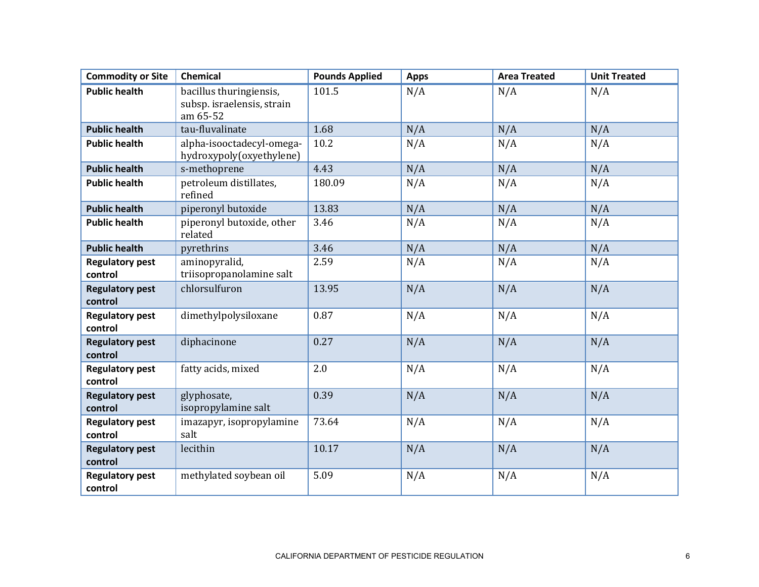| Commodity or Site | Chemical | Pounds Applied | Apps | Area Treated | Unit Treated |
|---|---|---|---|---|---|
| **Public health** | bacillus thuringiensis, subsp. israelensis, strain am 65-52 | 101.5 | N/A | N/A | N/A |
| **Public health** | tau-fluvalinate | 1.68 | N/A | N/A | N/A |
| **Public health** | alpha-isooctadecyl-omega-hydroxypoly(oxyethylene) | 10.2 | N/A | N/A | N/A |
| **Public health** | s-methoprene | 4.43 | N/A | N/A | N/A |
| **Public health** | petroleum distillates, refined | 180.09 | N/A | N/A | N/A |
| **Public health** | piperonyl butoxide | 13.83 | N/A | N/A | N/A |
| **Public health** | piperonyl butoxide, other related | 3.46 | N/A | N/A | N/A |
| **Public health** | pyrethrins | 3.46 | N/A | N/A | N/A |
| **Regulatory pest control** | aminopyralid, triisopropanolamine salt | 2.59 | N/A | N/A | N/A |
| **Regulatory pest control** | chlorsulfuron | 13.95 | N/A | N/A | N/A |
| **Regulatory pest control** | dimethylpolysiloxane | 0.87 | N/A | N/A | N/A |
| **Regulatory pest control** | diphacinone | 0.27 | N/A | N/A | N/A |
| **Regulatory pest control** | fatty acids, mixed | 2.0 | N/A | N/A | N/A |
| **Regulatory pest control** | glyphosate, isopropylamine salt | 0.39 | N/A | N/A | N/A |
| **Regulatory pest control** | imazapyr, isopropylamine salt | 73.64 | N/A | N/A | N/A |
| **Regulatory pest control** | lecithin | 10.17 | N/A | N/A | N/A |
| **Regulatory pest control** | methylated soybean oil | 5.09 | N/A | N/A | N/A |

CALIFORNIA DEPARTMENT OF PESTICIDE REGULATION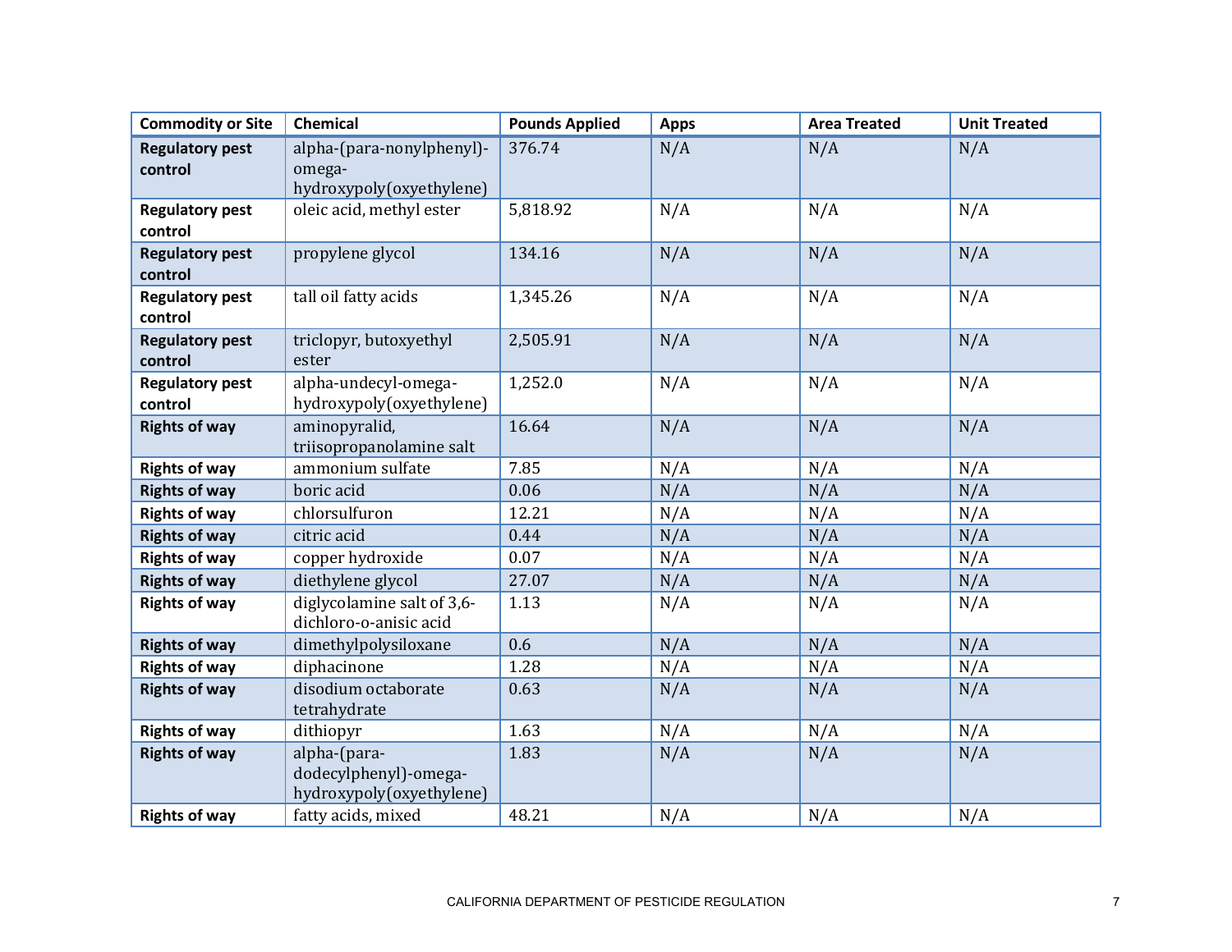| Commodity or Site | Chemical | Pounds Applied | Apps | Area Treated | Unit Treated |
|---|---|---|---|---|---|
| **Regulatory pest control** | alpha-(para-nonylphenyl)-omega-hydroxypoly(oxyethylene) | 376.74 | N/A | N/A | N/A |
| **Regulatory pest control** | oleic acid, methyl ester | 5,818.92 | N/A | N/A | N/A |
| **Regulatory pest control** | propylene glycol | 134.16 | N/A | N/A | N/A |
| **Regulatory pest control** | tall oil fatty acids | 1,345.26 | N/A | N/A | N/A |
| **Regulatory pest control** | triclopyr, butoxyethyl ester | 2,505.91 | N/A | N/A | N/A |
| **Regulatory pest control** | alpha-undecyl-omega-hydroxypoly(oxyethylene) | 1,252.0 | N/A | N/A | N/A |
| **Rights of way** | aminopyralid, triisopropanolamine salt | 16.64 | N/A | N/A | N/A |
| **Rights of way** | ammonium sulfate | 7.85 | N/A | N/A | N/A |
| **Rights of way** | boric acid | 0.06 | N/A | N/A | N/A |
| **Rights of way** | chlorsulfuron | 12.21 | N/A | N/A | N/A |
| **Rights of way** | citric acid | 0.44 | N/A | N/A | N/A |
| **Rights of way** | copper hydroxide | 0.07 | N/A | N/A | N/A |
| **Rights of way** | diethylene glycol | 27.07 | N/A | N/A | N/A |
| **Rights of way** | diglycolamine salt of 3,6-dichloro-o-anisic acid | 1.13 | N/A | N/A | N/A |
| **Rights of way** | dimethylpolysiloxane | 0.6 | N/A | N/A | N/A |
| **Rights of way** | diphacinone | 1.28 | N/A | N/A | N/A |
| **Rights of way** | disodium octaborate tetrahydrate | 0.63 | N/A | N/A | N/A |
| **Rights of way** | dithiopyr | 1.63 | N/A | N/A | N/A |
| **Rights of way** | alpha-(para-dodecylphenyl)-omega-hydroxypoly(oxyethylene) | 1.83 | N/A | N/A | N/A |
| **Rights of way** | fatty acids, mixed | 48.21 | N/A | N/A | N/A |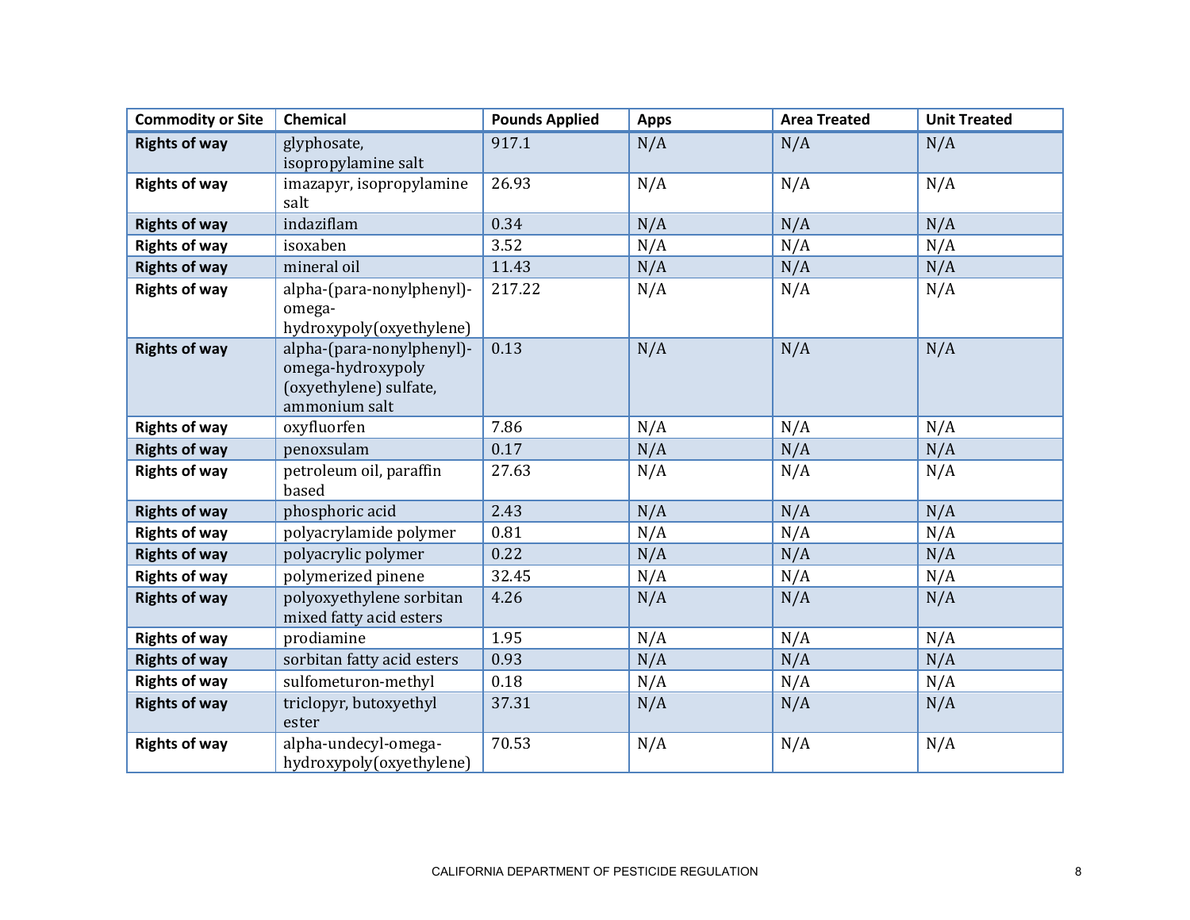| Commodity or Site | Chemical | Pounds Applied | Apps | Area Treated | Unit Treated |
|---|---|---|---|---|---|
| **Rights of way** | glyphosate, isopropylamine salt | 917.1 | N/A | N/A | N/A |
| **Rights of way** | imazapyr, isopropylamine salt | 26.93 | N/A | N/A | N/A |
| **Rights of way** | indaziflam | 0.34 | N/A | N/A | N/A |
| **Rights of way** | isoxaben | 3.52 | N/A | N/A | N/A |
| **Rights of way** | mineral oil | 11.43 | N/A | N/A | N/A |
| **Rights of way** | alpha-(para-nonylphenyl)-omega-hydroxypoly(oxyethylene) | 217.22 | N/A | N/A | N/A |
| **Rights of way** | alpha-(para-nonylphenyl)-omega-hydroxypoly (oxyethylene) sulfate, ammonium salt | 0.13 | N/A | N/A | N/A |
| **Rights of way** | oxyfluorfen | 7.86 | N/A | N/A | N/A |
| **Rights of way** | penoxsulam | 0.17 | N/A | N/A | N/A |
| **Rights of way** | petroleum oil, paraffin based | 27.63 | N/A | N/A | N/A |
| **Rights of way** | phosphoric acid | 2.43 | N/A | N/A | N/A |
| **Rights of way** | polyacrylamide polymer | 0.81 | N/A | N/A | N/A |
| **Rights of way** | polyacrylic polymer | 0.22 | N/A | N/A | N/A |
| **Rights of way** | polymerized pinene | 32.45 | N/A | N/A | N/A |
| **Rights of way** | polyoxyethylene sorbitan mixed fatty acid esters | 4.26 | N/A | N/A | N/A |
| **Rights of way** | prodiamine | 1.95 | N/A | N/A | N/A |
| **Rights of way** | sorbitan fatty acid esters | 0.93 | N/A | N/A | N/A |
| **Rights of way** | sulfometuron-methyl | 0.18 | N/A | N/A | N/A |
| **Rights of way** | triclopyr, butoxyethyl ester | 37.31 | N/A | N/A | N/A |
| **Rights of way** | alpha-undecyl-omega-hydroxypoly(oxyethylene) | 70.53 | N/A | N/A | N/A |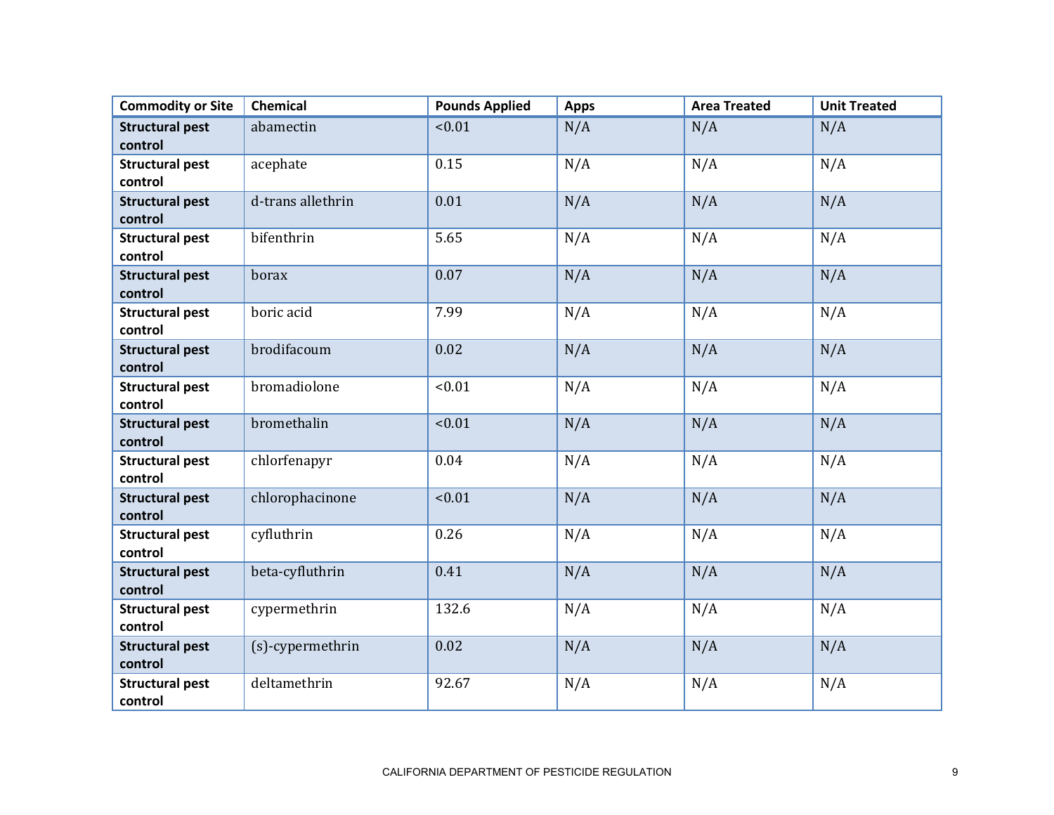| Commodity or Site | Chemical | Pounds Applied | Apps | Area Treated | Unit Treated |
|---|---|---|---|---|---|
| **Structural pest control** | abamectin | <0.01 | N/A | N/A | N/A |
| **Structural pest control** | acephate | 0.15 | N/A | N/A | N/A |
| **Structural pest control** | d-trans allethrin | 0.01 | N/A | N/A | N/A |
| **Structural pest control** | bifenthrin | 5.65 | N/A | N/A | N/A |
| **Structural pest control** | borax | 0.07 | N/A | N/A | N/A |
| **Structural pest control** | boric acid | 7.99 | N/A | N/A | N/A |
| **Structural pest control** | brodifacoum | 0.02 | N/A | N/A | N/A |
| **Structural pest control** | bromadiolone | <0.01 | N/A | N/A | N/A |
| **Structural pest control** | bromethalin | <0.01 | N/A | N/A | N/A |
| **Structural pest control** | chlorfenapyr | 0.04 | N/A | N/A | N/A |
| **Structural pest control** | chlorophacinone | <0.01 | N/A | N/A | N/A |
| **Structural pest control** | cyfluthrin | 0.26 | N/A | N/A | N/A |
| **Structural pest control** | beta-cyfluthrin | 0.41 | N/A | N/A | N/A |
| **Structural pest control** | cypermethrin | 132.6 | N/A | N/A | N/A |
| **Structural pest control** | (s)-cypermethrin | 0.02 | N/A | N/A | N/A |
| **Structural pest control** | deltamethrin | 92.67 | N/A | N/A | N/A |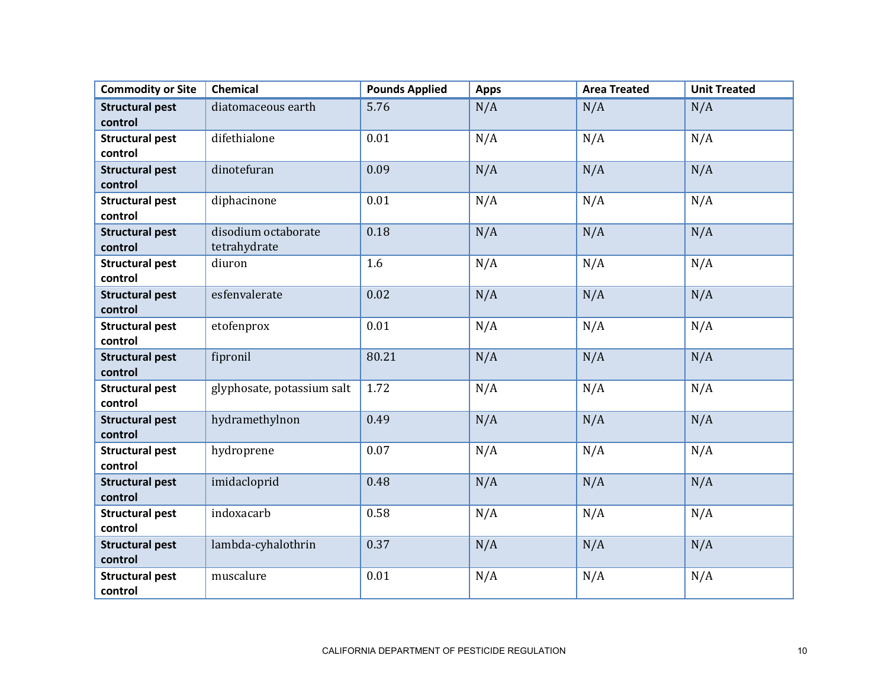| Commodity or Site | Chemical | Pounds Applied | Apps | Area Treated | Unit Treated |
|---|---|---|---|---|---|
| **Structural pest control** | diatomaceous earth | 5.76 | N/A | N/A | N/A |
| **Structural pest control** | difethialone | 0.01 | N/A | N/A | N/A |
| **Structural pest control** | dinotefuran | 0.09 | N/A | N/A | N/A |
| **Structural pest control** | diphacinone | 0.01 | N/A | N/A | N/A |
| **Structural pest control** | disodium octaborate tetrahydrate | 0.18 | N/A | N/A | N/A |
| **Structural pest control** | diuron | 1.6 | N/A | N/A | N/A |
| **Structural pest control** | esfenvalerate | 0.02 | N/A | N/A | N/A |
| **Structural pest control** | etofenprox | 0.01 | N/A | N/A | N/A |
| **Structural pest control** | fipronil | 80.21 | N/A | N/A | N/A |
| **Structural pest control** | glyphosate, potassium salt | 1.72 | N/A | N/A | N/A |
| **Structural pest control** | hydramethylnon | 0.49 | N/A | N/A | N/A |
| **Structural pest control** | hydroprene | 0.07 | N/A | N/A | N/A |
| **Structural pest control** | imidacloprid | 0.48 | N/A | N/A | N/A |
| **Structural pest control** | indoxacarb | 0.58 | N/A | N/A | N/A |
| **Structural pest control** | lambda-cyhalothrin | 0.37 | N/A | N/A | N/A |
| **Structural pest control** | muscalure | 0.01 | N/A | N/A | N/A |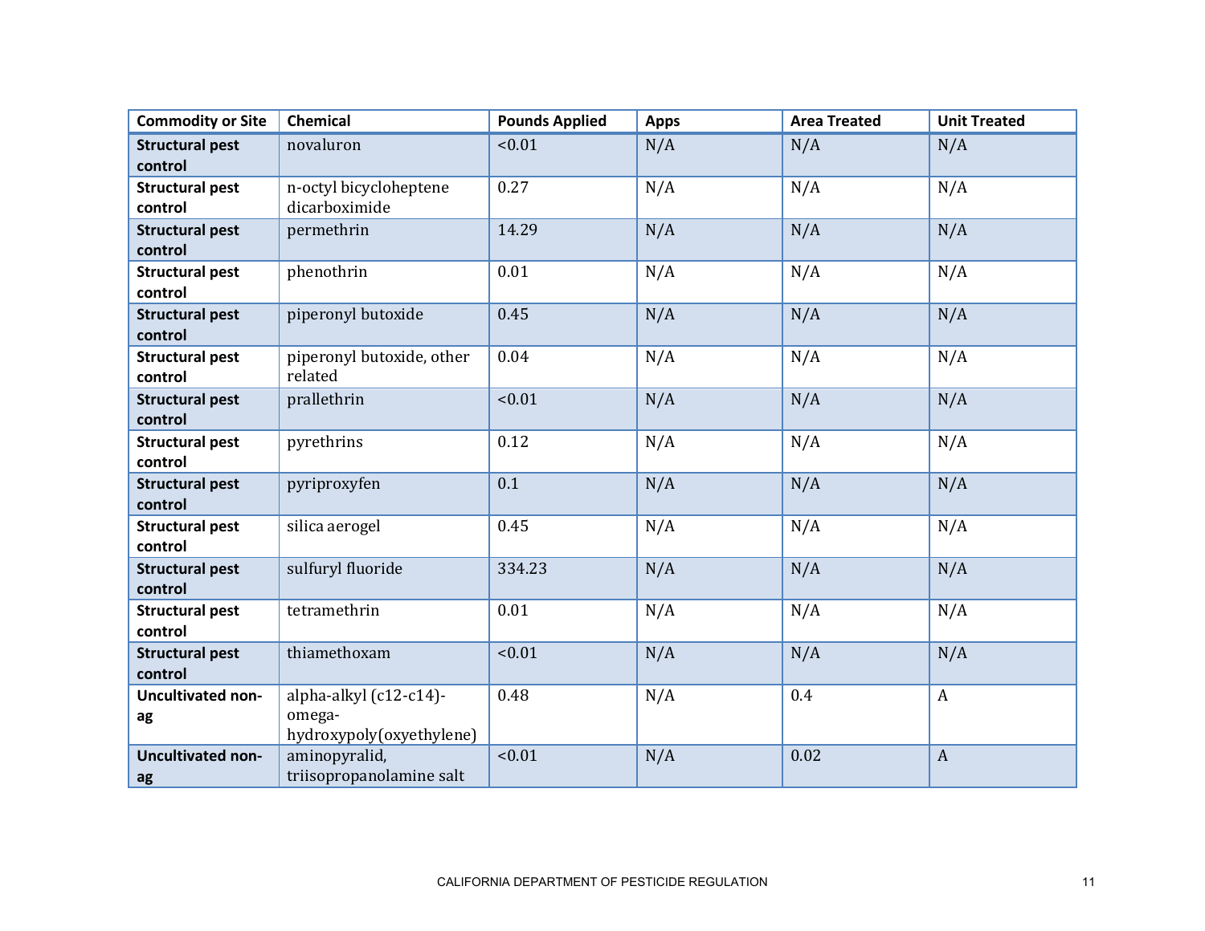| Commodity or Site | Chemical | Pounds Applied | Apps | Area Treated | Unit Treated |
|---|---|---|---|---|---|
| **Structural pest control** | novaluron | <0.01 | N/A | N/A | N/A |
| **Structural pest control** | n-octyl bicycloheptene dicarboximide | 0.27 | N/A | N/A | N/A |
| **Structural pest control** | permethrin | 14.29 | N/A | N/A | N/A |
| **Structural pest control** | phenothrin | 0.01 | N/A | N/A | N/A |
| **Structural pest control** | piperonyl butoxide | 0.45 | N/A | N/A | N/A |
| **Structural pest control** | piperonyl butoxide, other related | 0.04 | N/A | N/A | N/A |
| **Structural pest control** | prallethrin | <0.01 | N/A | N/A | N/A |
| **Structural pest control** | pyrethrins | 0.12 | N/A | N/A | N/A |
| **Structural pest control** | pyriproxyfen | 0.1 | N/A | N/A | N/A |
| **Structural pest control** | silica aerogel | 0.45 | N/A | N/A | N/A |
| **Structural pest control** | sulfuryl fluoride | 334.23 | N/A | N/A | N/A |
| **Structural pest control** | tetramethrin | 0.01 | N/A | N/A | N/A |
| **Structural pest control** | thiamethoxam | <0.01 | N/A | N/A | N/A |
| **Uncultivated non-ag** | alpha-alkyl (c12-c14)-omega-hydroxypoly(oxyethylene) | 0.48 | N/A | 0.4 | A |
| **Uncultivated non-ag** | aminopyralid, triisopropanolamine salt | <0.01 | N/A | 0.02 | A |

CALIFORNIA DEPARTMENT OF PESTICIDE REGULATION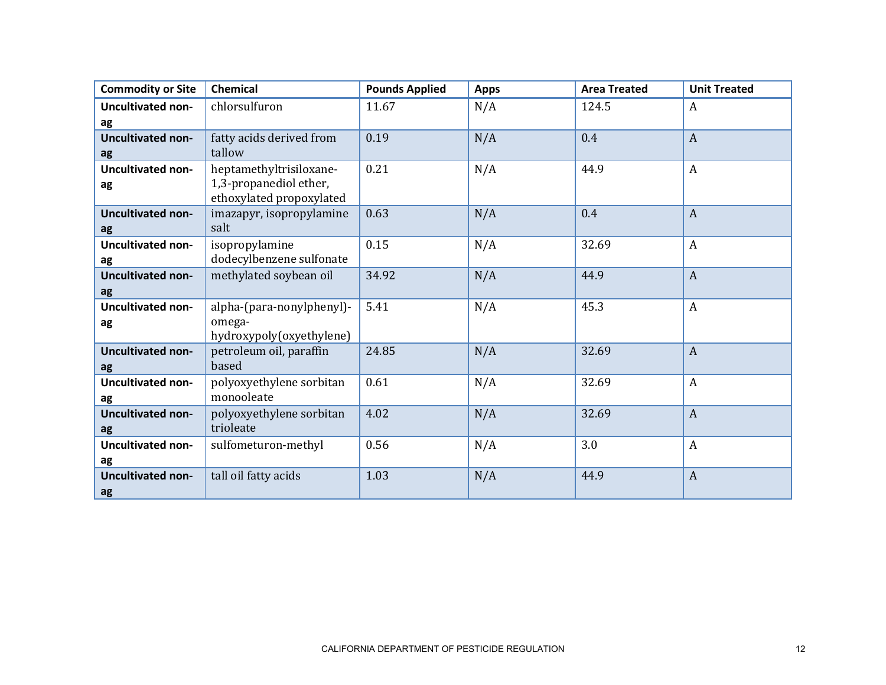| Commodity or Site | Chemical | Pounds Applied | Apps | Area Treated | Unit Treated |
|---|---|---|---|---|---|
| **Uncultivated non-ag** | chlorsulfuron | 11.67 | N/A | 124.5 | A |
| **Uncultivated non-ag** | fatty acids derived from tallow | 0.19 | N/A | 0.4 | A |
| **Uncultivated non-ag** | heptamethyltrisiloxane-1,3-propanediol ether, ethoxylated propoxylated | 0.21 | N/A | 44.9 | A |
| **Uncultivated non-ag** | imazapyr, isopropylamine salt | 0.63 | N/A | 0.4 | A |
| **Uncultivated non-ag** | isopropylamine dodecylbenzene sulfonate | 0.15 | N/A | 32.69 | A |
| **Uncultivated non-ag** | methylated soybean oil | 34.92 | N/A | 44.9 | A |
| **Uncultivated non-ag** | alpha-(para-nonylphenyl)-omega-hydroxypoly(oxyethylene) | 5.41 | N/A | 45.3 | A |
| **Uncultivated non-ag** | petroleum oil, paraffin based | 24.85 | N/A | 32.69 | A |
| **Uncultivated non-ag** | polyoxyethylene sorbitan monooleate | 0.61 | N/A | 32.69 | A |
| **Uncultivated non-ag** | polyoxyethylene sorbitan trioleate | 4.02 | N/A | 32.69 | A |
| **Uncultivated non-ag** | sulfometuron-methyl | 0.56 | N/A | 3.0 | A |
| **Uncultivated non-ag** | tall oil fatty acids | 1.03 | N/A | 44.9 | A |